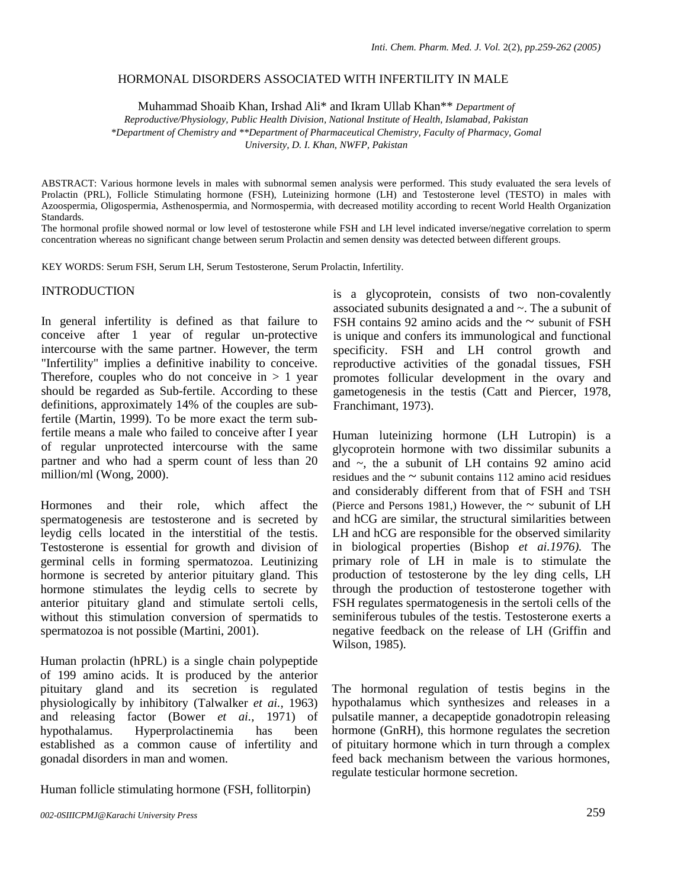# HORMONAL DISORDERS ASSOCIATED WITH INFERTILITY IN MALE

Muhammad Shoaib Khan, Irshad Ali* and Ikram Ullab Khan** *Department of Reproductive/Physiology, Public Health Division, National Institute of Health, Islamabad, Pakistan*

*\*Department of Chemistry and \*\*Department of Pharmaceutical Chemistry, Faculty of Pharmacy, Gomal University, D. I. Khan, NWFP, Pakistan*

ABSTRACT: Various hormone levels in males with subnormal semen analysis were performed. This study evaluated the sera levels of Prolactin (PRL), Follicle Stimulating hormone (FSH), Luteinizing hormone (LH) and Testosterone level (TESTO) in males with Azoospermia, Oligospermia, Asthenospermia, and Normospermia, with decreased motility according to recent World Health Organization Standards.

The hormonal profile showed normal or low level of testosterone while FSH and LH level indicated inverse/negative correlation to sperm concentration whereas no significant change between serum Prolactin and semen density was detected between different groups.

KEY WORDS: Serum FSH, Serum LH, Serum Testosterone, Serum Prolactin, Infertility.

## INTRODUCTION

In general infertility is defined as that failure to conceive after 1 year of regular un-protective intercourse with the same partner. However, the term "Infertility" implies a definitive inability to conceive. Therefore, couples who do not conceive in > 1 year should be regarded as Sub-fertile. According to these definitions, approximately 14% of the couples are sub-fertile (Martin, 1999). To be more exact the term sub-fertile means a male who failed to conceive after I year of regular unprotected intercourse with the same partner and who had a sperm count of less than 20 million/ml (Wong, 2000).

Hormones and their role, which affect the spermatogenesis are testosterone and is secreted by leydig cells located in the interstitial of the testis. Testosterone is essential for growth and division of germinal cells in forming spermatozoa. Leutinizing hormone is secreted by anterior pituitary gland. This hormone stimulates the leydig cells to secrete by anterior pituitary gland and stimulate sertoli cells, without this stimulation conversion of spermatids to spermatozoa is not possible (Martini, 2001).

Human prolactin (hPRL) is a single chain polypeptide of 199 amino acids. It is produced by the anterior pituitary gland and its secretion is regulated physiologically by inhibitory (Talwalker *et ai.*, 1963) and releasing factor (Bower *et ai.*, 1971) of hypothalamus. Hyperprolactinemia has been established as a common cause of infertility and gonadal disorders in man and women.

Human follicle stimulating hormone (FSH, follitorpin) is a glycoprotein, consists of two non-covalently associated subunits designated a and ~. The a subunit of FSH contains 92 amino acids and the ~ subunit of FSH is unique and confers its immunological and functional specificity. FSH and LH control growth and reproductive activities of the gonadal tissues, FSH promotes follicular development in the ovary and gametogenesis in the testis (Catt and Piercer, 1978, Franchimant, 1973).

Human luteinizing hormone (LH Lutropin) is a glycoprotein hormone with two dissimilar subunits a and ~, the a subunit of LH contains 92 amino acid residues and the ~ subunit contains 112 amino acid residues and considerably different from that of FSH and TSH (Pierce and Persons 1981,) However, the ~ subunit of LH and hCG are similar, the structural similarities between LH and hCG are responsible for the observed similarity in biological properties (Bishop *et ai.1976).* The primary role of LH in male is to stimulate the production of testosterone by the ley ding cells, LH through the production of testosterone together with FSH regulates spermatogenesis in the sertoli cells of the seminiferous tubules of the testis. Testosterone exerts a negative feedback on the release of LH (Griffin and Wilson, 1985).

The hormonal regulation of testis begins in the hypothalamus which synthesizes and releases in a pulsatile manner, a decapeptide gonadotropin releasing hormone (GnRH), this hormone regulates the secretion of pituitary hormone which in turn through a complex feed back mechanism between the various hormones, regulate testicular hormone secretion.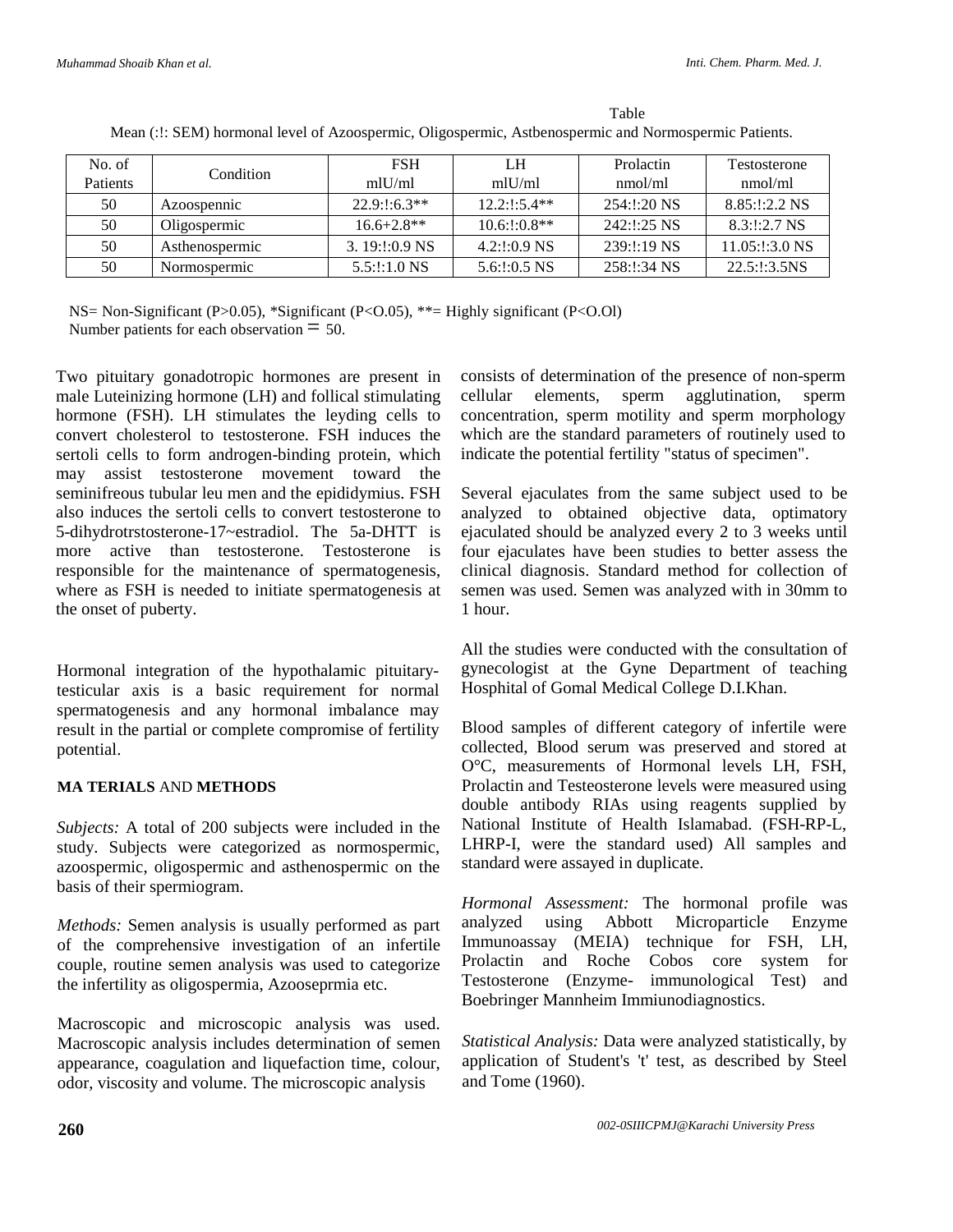Table

Mean (:!: SEM) hormonal level of Azoospermic, Oligospermic, Astbenospermic and Normospermic Patients.

| No. of Patients | Condition | FSH mlU/ml | LH mlU/ml | Prolactin nmol/ml | Testosterone nmol/ml |
|---|---|---|---|---|---|
| 50 | Azoospennic | 22.9:!:6.3** | 12.2:!:5.4** | 254:!:20 NS | 8.85:!:2.2 NS |
| 50 | Oligospermic | 16.6+2.8** | 10.6:!:0.8** | 242:!:25 NS | 8.3:!:2.7 NS |
| 50 | Asthenospermic | 3. 19:!:0.9 NS | 4.2:!:0.9 NS | 239:!:19 NS | 11.05:!:3.0 NS |
| 50 | Normospermic | 5.5:!:1.0 NS | 5.6:!:0.5 NS | 258:!:34 NS | 22.5:!:3.5NS |

NS= Non-Significant (P>0.05), *Significant (P<O.05), **= Highly significant (P<O.Ol)
Number patients for each observation = 50.

Two pituitary gonadotropic hormones are present in male Luteinizing hormone (LH) and follical stimulating hormone (FSH). LH stimulates the leyding cells to convert cholesterol to testosterone. FSH induces the sertoli cells to form androgen-binding protein, which may assist testosterone movement toward the seminifreous tubular leu men and the epididymius. FSH also induces the sertoli cells to convert testosterone to 5-dihydrotrstosterone-17~estradiol. The 5a-DHTT is more active than testosterone. Testosterone is responsible for the maintenance of spermatogenesis, where as FSH is needed to initiate spermatogenesis at the onset of puberty.

Hormonal integration of the hypothalamic pituitary-testicular axis is a basic requirement for normal spermatogenesis and any hormonal imbalance may result in the partial or complete compromise of fertility potential.

## MA TERIALS AND METHODS

*Subjects:* A total of 200 subjects were included in the study. Subjects were categorized as normospermic, azoospermic, oligospermic and asthenospermic on the basis of their spermiogram.

*Methods:* Semen analysis is usually performed as part of the comprehensive investigation of an infertile couple, routine semen analysis was used to categorize the infertility as oligospermia, Azooseprmia etc.

Macroscopic and microscopic analysis was used. Macroscopic analysis includes determination of semen appearance, coagulation and liquefaction time, colour, odor, viscosity and volume. The microscopic analysis consists of determination of the presence of non-sperm cellular elements, sperm agglutination, sperm concentration, sperm motility and sperm morphology which are the standard parameters of routinely used to indicate the potential fertility "status of specimen".

Several ejaculates from the same subject used to be analyzed to obtained objective data, optimatory ejaculated should be analyzed every 2 to 3 weeks until four ejaculates have been studies to better assess the clinical diagnosis. Standard method for collection of semen was used. Semen was analyzed with in 30mm to 1 hour.

All the studies were conducted with the consultation of gynecologist at the Gyne Department of teaching Hosphital of Gomal Medical College D.I.Khan.

Blood samples of different category of infertile were collected, Blood serum was preserved and stored at O°C, measurements of Hormonal levels LH, FSH, Prolactin and Testeosterone levels were measured using double antibody RIAs using reagents supplied by National Institute of Health Islamabad. (FSH-RP-L, LHRP-I, were the standard used) All samples and standard were assayed in duplicate.

*Hormonal Assessment:* The hormonal profile was analyzed using Abbott Microparticle Enzyme Immunoassay (MEIA) technique for FSH, LH, Prolactin and Roche Cobos core system for Testosterone (Enzyme- immunological Test) and Boebringer Mannheim Immiunodiagnostics.

*Statistical Analysis:* Data were analyzed statistically, by application of Student's 't' test, as described by Steel and Tome (1960).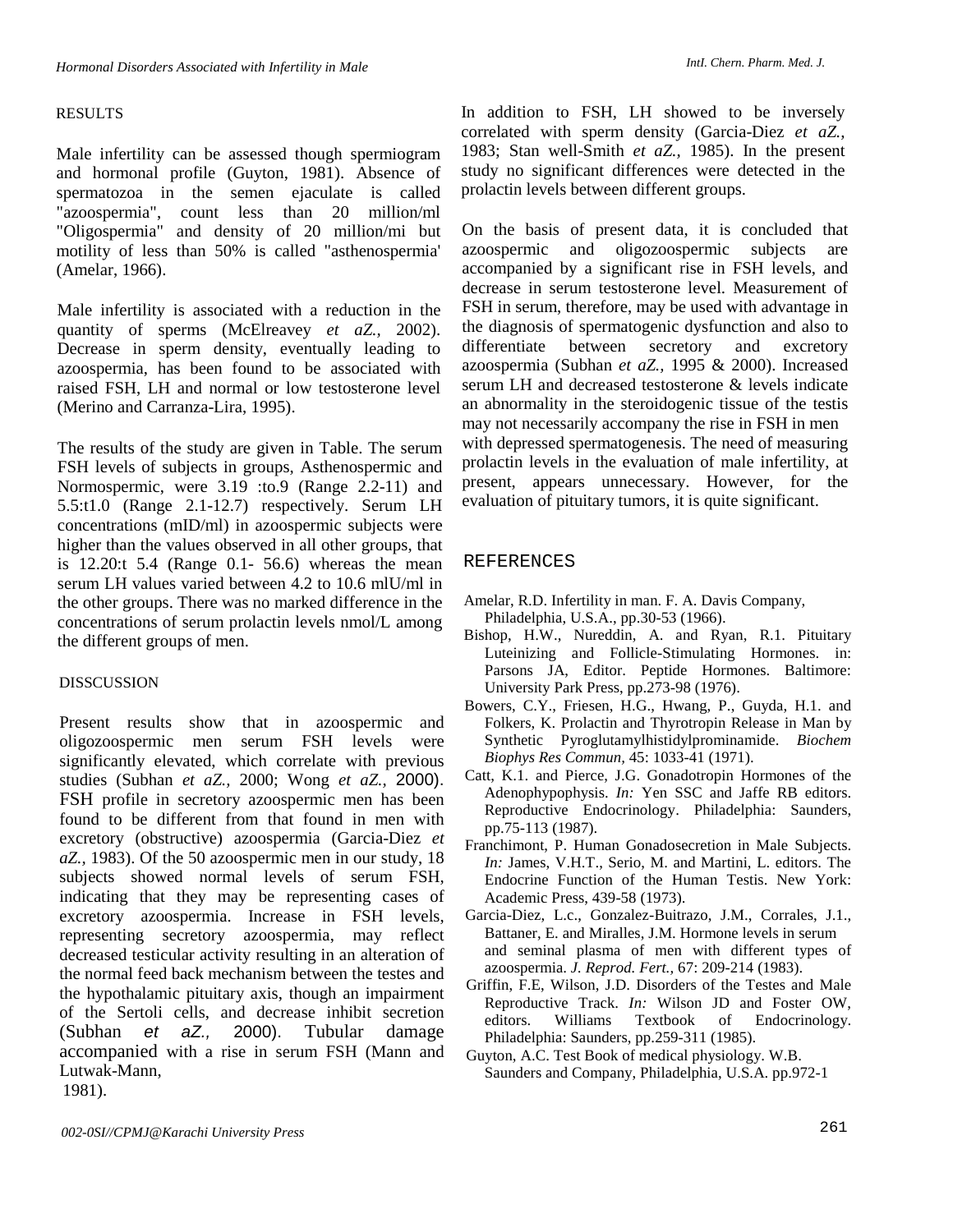## RESULTS

Male infertility can be assessed though spermiogram and hormonal profile (Guyton, 1981). Absence of spermatozoa in the semen ejaculate is called "azoospermia", count less than 20 million/ml "Oligospermia" and density of 20 million/mi but motility of less than 50% is called "asthenospermia' (Amelar, 1966).

Male infertility is associated with a reduction in the quantity of sperms (McElreavey *et aZ.,* 2002). Decrease in sperm density, eventually leading to azoospermia, has been found to be associated with raised FSH, LH and normal or low testosterone level (Merino and Carranza-Lira, 1995).

The results of the study are given in Table. The serum FSH levels of subjects in groups, Asthenospermic and Normospermic, were 3.19 :to.9 (Range 2.2-11) and 5.5:t1.0 (Range 2.1-12.7) respectively. Serum LH concentrations (mID/ml) in azoospermic subjects were higher than the values observed in all other groups, that is 12.20:t 5.4 (Range 0.1- 56.6) whereas the mean serum LH values varied between 4.2 to 10.6 mlU/ml in the other groups. There was no marked difference in the concentrations of serum prolactin levels nmol/L among the different groups of men.

## DISSCUSSION

Present results show that in azoospermic and oligozoospermic men serum FSH levels were significantly elevated, which correlate with previous studies (Subhan *et aZ.,* 2000; Wong *et aZ.,* 2000). FSH profile in secretory azoospermic men has been found to be different from that found in men with excretory (obstructive) azoospermia (Garcia-Diez *et aZ.,* 1983). Of the 50 azoospermic men in our study, 18 subjects showed normal levels of serum FSH, indicating that they may be representing cases of excretory azoospermia. Increase in FSH levels, representing secretory azoospermia, may reflect decreased testicular activity resulting in an alteration of the normal feed back mechanism between the testes and the hypothalamic pituitary axis, though an impairment of the Sertoli cells, and decrease inhibit secretion (Subhan *et aZ.,* 2000). Tubular damage accompanied with a rise in serum FSH (Mann and Lutwak-Mann, 1981).

In addition to FSH, LH showed to be inversely correlated with sperm density (Garcia-Diez *et aZ.,* 1983; Stan well-Smith *et aZ.,* 1985). In the present study no significant differences were detected in the prolactin levels between different groups.

On the basis of present data, it is concluded that azoospermic and oligozoospermic subjects are accompanied by a significant rise in FSH levels, and decrease in serum testosterone level. Measurement of FSH in serum, therefore, may be used with advantage in the diagnosis of spermatogenic dysfunction and also to differentiate between secretory and excretory azoospermia (Subhan *et aZ.,* 1995 & 2000). Increased serum LH and decreased testosterone & levels indicate an abnormality in the steroidogenic tissue of the testis may not necessarily accompany the rise in FSH in men with depressed spermatogenesis. The need of measuring prolactin levels in the evaluation of male infertility, at present, appears unnecessary. However, for the evaluation of pituitary tumors, it is quite significant.

## REFERENCES

Amelar, R.D. Infertility in man. F. A. Davis Company, Philadelphia, U.S.A., pp.30-53 (1966).

Bishop, H.W., Nureddin, A. and Ryan, R.1. Pituitary Luteinizing and Follicle-Stimulating Hormones. in: Parsons JA, Editor. Peptide Hormones. Baltimore: University Park Press, pp.273-98 (1976).

Bowers, C.Y., Friesen, H.G., Hwang, P., Guyda, H.1. and Folkers, K. Prolactin and Thyrotropin Release in Man by Synthetic Pyroglutamylhistidylprominamide. *Biochem Biophys Res Commun,* 45: 1033-41 (1971).

Catt, K.1. and Pierce, J.G. Gonadotropin Hormones of the Adenophypophysis. *In:* Yen SSC and Jaffe RB editors. Reproductive Endocrinology. Philadelphia: Saunders, pp.75-113 (1987).

Franchimont, P. Human Gonadosecretion in Male Subjects. *In:* James, V.H.T., Serio, M. and Martini, L. editors. The Endocrine Function of the Human Testis. New York: Academic Press, 439-58 (1973).

Garcia-Diez, L.c., Gonzalez-Buitrazo, J.M., Corrales, J.1., Battaner, E. and Miralles, J.M. Hormone levels in serum and seminal plasma of men with different types of azoospermia. *J. Reprod. Fert.,* 67: 209-214 (1983).

Griffin, F.E, Wilson, J.D. Disorders of the Testes and Male Reproductive Track. *In:* Wilson JD and Foster OW, editors. Williams Textbook of Endocrinology. Philadelphia: Saunders, pp.259-311 (1985).

Guyton, A.C. Test Book of medical physiology. W.B. Saunders and Company, Philadelphia, U.S.A. pp.972-1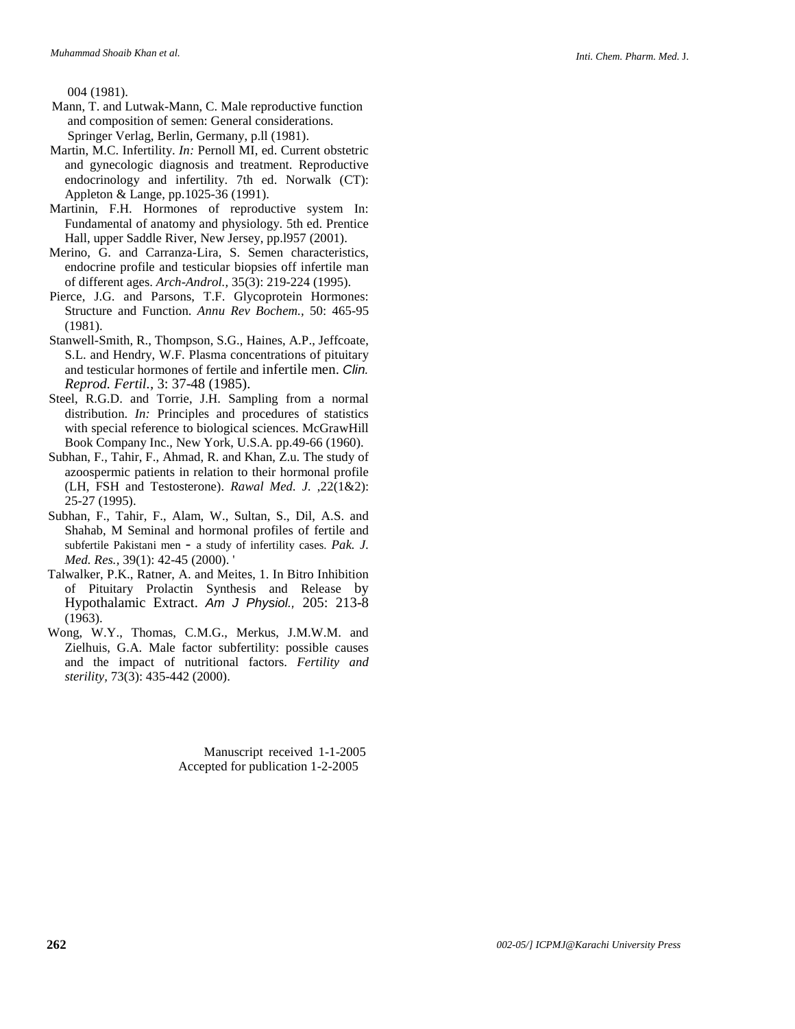004 (1981).

Mann, T. and Lutwak-Mann, C. Male reproductive function and composition of semen: General considerations. Springer Verlag, Berlin, Germany, p.ll (1981).

Martin, M.C. Infertility. *In:* Pernoll MI, ed. Current obstetric and gynecologic diagnosis and treatment. Reproductive endocrinology and infertility. 7th ed. Norwalk (CT): Appleton & Lange, pp.1025-36 (1991).

Martinin, F.H. Hormones of reproductive system In: Fundamental of anatomy and physiology. 5th ed. Prentice Hall, upper Saddle River, New Jersey, pp.l957 (2001).

Merino, G. and Carranza-Lira, S. Semen characteristics, endocrine profile and testicular biopsies off infertile man of different ages. *Arch-Androl.,* 35(3): 219-224 (1995).

Pierce, J.G. and Parsons, T.F. Glycoprotein Hormones: Structure and Function. *Annu Rev Bochem.,* 50: 465-95 (1981).

Stanwell-Smith, R., Thompson, S.G., Haines, A.P., Jeffcoate, S.L. and Hendry, W.F. Plasma concentrations of pituitary and testicular hormones of fertile and infertile men. *Clin. Reprod. Fertil.,* 3: 37-48 (1985).

Steel, R.G.D. and Torrie, J.H. Sampling from a normal distribution. *In:* Principles and procedures of statistics with special reference to biological sciences. McGrawHill Book Company Inc., New York, U.S.A. pp.49-66 (1960).

Subhan, F., Tahir, F., Ahmad, R. and Khan, Z.u. The study of azoospermic patients in relation to their hormonal profile (LH, FSH and Testosterone). *Rawal Med. J.* ,22(1&2): 25-27 (1995).

Subhan, F., Tahir, F., Alam, W., Sultan, S., Dil, A.S. and Shahab, M Seminal and hormonal profiles of fertile and subfertile Pakistani men - a study of infertility cases. *Pak. J. Med. Res.,* 39(1): 42-45 (2000). '

Talwalker, P.K., Ratner, A. and Meites, 1. In Bitro Inhibition of Pituitary Prolactin Synthesis and Release by Hypothalamic Extract. *Am J Physiol.,* 205: 213-8 (1963).

Wong, W.Y., Thomas, C.M.G., Merkus, J.M.W.M. and Zielhuis, G.A. Male factor subfertility: possible causes and the impact of nutritional factors. *Fertility and sterility,* 73(3): 435-442 (2000).

Manuscript received 1-1-2005
Accepted for publication 1-2-2005